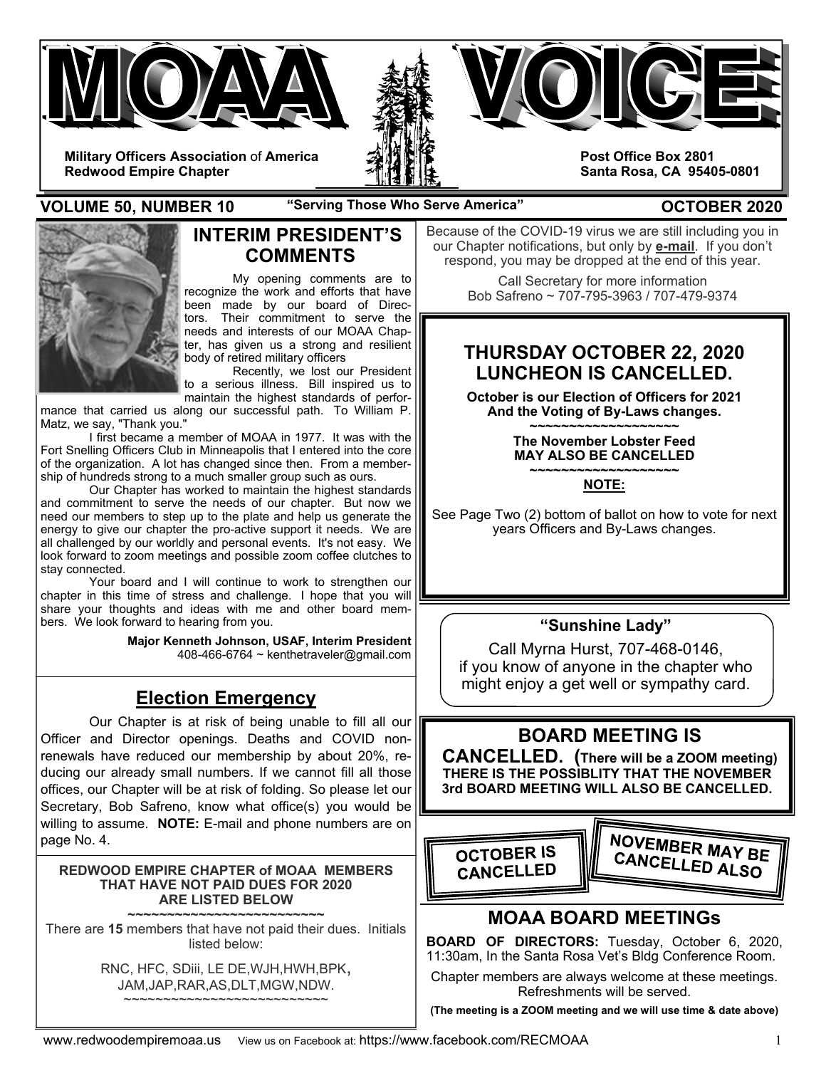# MOAA VOICE

**Military Officers Association** of **America**
**Redwood Empire Chapter**

**Post Office Box 2801**
**Santa Rosa, CA 95405-0801**

**VOLUME 50, NUMBER 10** — **"Serving Those Who Serve America"** — **OCTOBER 2020**

## INTERIM PRESIDENT'S COMMENTS

My opening comments are to recognize the work and efforts that have been made by our board of Directors. Their commitment to serve the needs and interests of our MOAA Chapter, has given us a strong and resilient body of retired military officers

Recently, we lost our President to a serious illness. Bill inspired us to maintain the highest standards of performance that carried us along our successful path. To William P. Matz, we say, "Thank you."

I first became a member of MOAA in 1977. It was with the Fort Snelling Officers Club in Minneapolis that I entered into the core of the organization. A lot has changed since then. From a membership of hundreds strong to a much smaller group such as ours.

Our Chapter has worked to maintain the highest standards and commitment to serve the needs of our chapter. But now we need our members to step up to the plate and help us generate the energy to give our chapter the pro-active support it needs. We are all challenged by our worldly and personal events. It's not easy. We look forward to zoom meetings and possible zoom coffee clutches to stay connected.

Your board and I will continue to work to strengthen our chapter in this time of stress and challenge. I hope that you will share your thoughts and ideas with me and other board members. We look forward to hearing from you.

**Major Kenneth Johnson, USAF, Interim President**
408-466-6764 ~ kenthetraveler@gmail.com

## Election Emergency

Our Chapter is at risk of being unable to fill all our Officer and Director openings. Deaths and COVID non-renewals have reduced our membership by about 20%, reducing our already small numbers. If we cannot fill all those offices, our Chapter will be at risk of folding. So please let our Secretary, Bob Safreno, know what office(s) you would be willing to assume. **NOTE:** E-mail and phone numbers are on page No. 4.

**REDWOOD EMPIRE CHAPTER of MOAA MEMBERS THAT HAVE NOT PAID DUES FOR 2020 ARE LISTED BELOW**

~~~~~~~~~~~~~~~~~~~~~~~~~~~

There are **15** members that have not paid their dues. Initials listed below:

RNC, HFC, SDiii, LE DE,WJH,HWH,BPK, JAM,JAP,RAR,AS,DLT,MGW,NDW.

~~~~~~~~~~~~~~~~~~~~~~~~~~~

Because of the COVID-19 virus we are still including you in our Chapter notifications, but only by **e-mail**. If you don't respond, you may be dropped at the end of this year.

Call Secretary for more information
Bob Safreno ~ 707-795-3963 / 707-479-9374

## THURSDAY OCTOBER 22, 2020 LUNCHEON IS CANCELLED.

**October is our Election of Officers for 2021 And the Voting of By-Laws changes.**

~~~~~~~~~~~~~~~~~~~~

**The November Lobster Feed MAY ALSO BE CANCELLED**

~~~~~~~~~~~~~~~~~~~~

**NOTE:**

See Page Two (2) bottom of ballot on how to vote for next years Officers and By-Laws changes.

### "Sunshine Lady"

Call Myrna Hurst, 707-468-0146, if you know of anyone in the chapter who might enjoy a get well or sympathy card.

## BOARD MEETING IS CANCELLED. (There will be a ZOOM meeting)

**THERE IS THE POSSIBLITY THAT THE NOVEMBER 3rd BOARD MEETING WILL ALSO BE CANCELLED.**

**OCTOBER IS CANCELLED**

**NOVEMBER MAY BE CANCELLED ALSO**

## MOAA BOARD MEETINGs

**BOARD OF DIRECTORS:** Tuesday, October 6, 2020, 11:30am, In the Santa Rosa Vet's Bldg Conference Room.

Chapter members are always welcome at these meetings. Refreshments will be served.

**(The meeting is a ZOOM meeting and we will use time & date above)**

www.redwoodempiremoaa.us View us on Facebook at: https://www.facebook.com/RECMOAA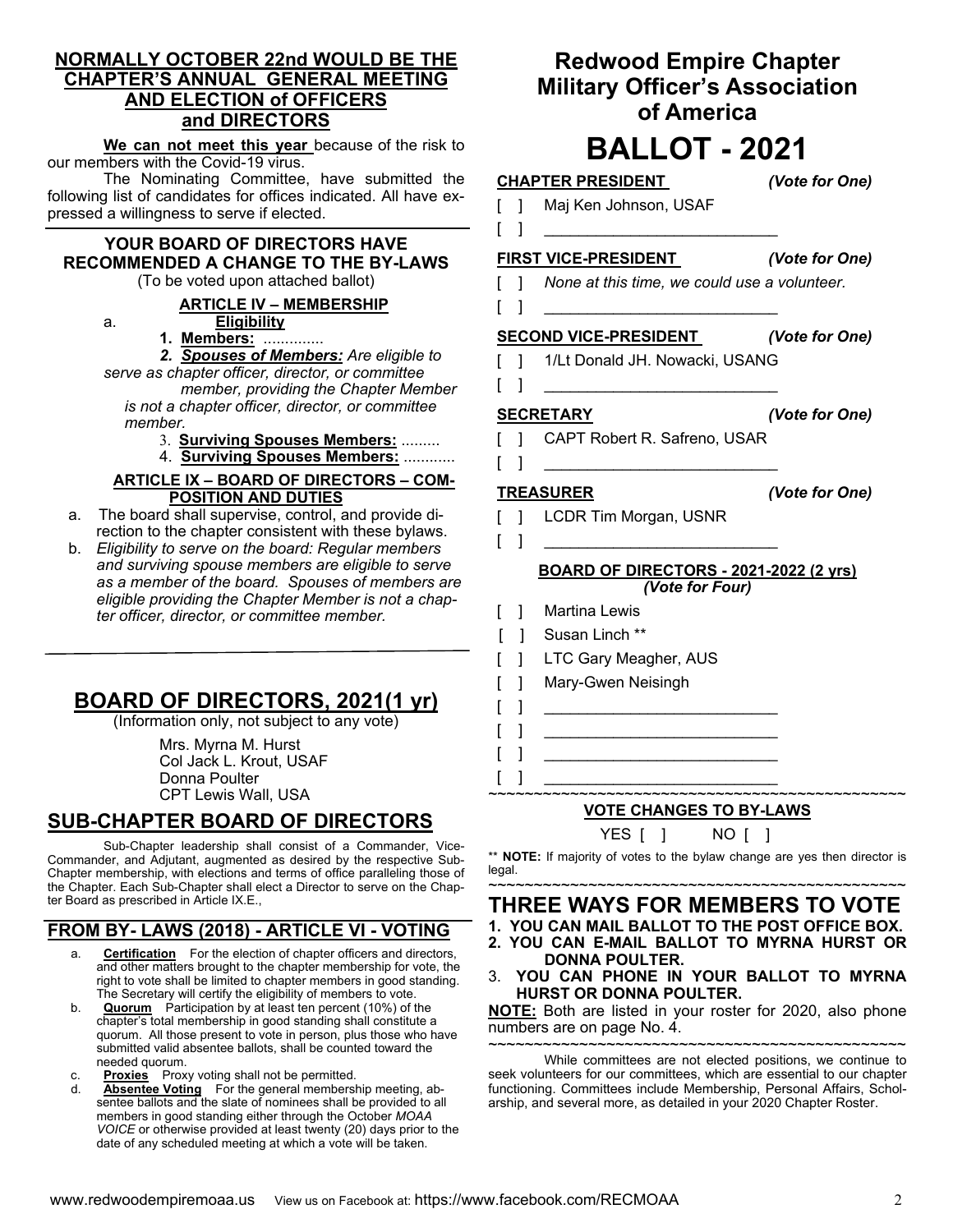## NORMALLY OCTOBER 22nd WOULD BE THE CHAPTER'S ANNUAL GENERAL MEETING AND ELECTION of OFFICERS and DIRECTORS

**We can not meet this year** because of the risk to our members with the Covid-19 virus.

The Nominating Committee, have submitted the following list of candidates for offices indicated. All have expressed a willingness to serve if elected.

### YOUR BOARD OF DIRECTORS HAVE RECOMMENDED A CHANGE TO THE BY-LAWS

(To be voted upon attached ballot)

**ARTICLE IV – MEMBERSHIP**

a. **Eligibility**

1. **Members:** .............
2. ***Spouses of Members:*** *Are eligible to serve as chapter officer, director, or committee member, providing the Chapter Member is not a chapter officer, director, or committee member.*
3. **Surviving Spouses Members:** .........
4. **Surviving Spouses Members:** ............

**ARTICLE IX – BOARD OF DIRECTORS – COMPOSITION AND DUTIES**

a. The board shall supervise, control, and provide direction to the chapter consistent with these bylaws.

b. *Eligibility to serve on the board: Regular members and surviving spouse members are eligible to serve as a member of the board. Spouses of members are eligible providing the Chapter Member is not a chapter officer, director, or committee member.*

## BOARD OF DIRECTORS, 2021(1 yr)

(Information only, not subject to any vote)

Mrs. Myrna M. Hurst
Col Jack L. Krout, USAF
Donna Poulter
CPT Lewis Wall, USA

## SUB-CHAPTER BOARD OF DIRECTORS

Sub-Chapter leadership shall consist of a Commander, Vice-Commander, and Adjutant, augmented as desired by the respective Sub-Chapter membership, with elections and terms of office paralleling those of the Chapter. Each Sub-Chapter shall elect a Director to serve on the Chapter Board as prescribed in Article IX.E.,

## FROM BY- LAWS (2018) - ARTICLE VI - VOTING

a. **Certification** For the election of chapter officers and directors, and other matters brought to the chapter membership for vote, the right to vote shall be limited to chapter members in good standing. The Secretary will certify the eligibility of members to vote.

b. **Quorum** Participation by at least ten percent (10%) of the chapter's total membership in good standing shall constitute a quorum. All those present to vote in person, plus those who have submitted valid absentee ballots, shall be counted toward the needed quorum.

c. **Proxies** Proxy voting shall not be permitted.

d. **Absentee Voting** For the general membership meeting, absentee ballots and the slate of nominees shall be provided to all members in good standing either through the October *MOAA VOICE* or otherwise provided at least twenty (20) days prior to the date of any scheduled meeting at which a vote will be taken.

## Redwood Empire Chapter Military Officer's Association of America

# BALLOT - 2021

**CHAPTER PRESIDENT** *(Vote for One)*

[ ] Maj Ken Johnson, USAF
[ ] ___________________________

**FIRST VICE-PRESIDENT** *(Vote for One)*

[ ] *None at this time, we could use a volunteer.*
[ ] ___________________________

**SECOND VICE-PRESIDENT** *(Vote for One)*

[ ] 1/Lt Donald JH. Nowacki, USANG
[ ] ___________________________

**SECRETARY** *(Vote for One)*

[ ] CAPT Robert R. Safreno, USAR
[ ] ___________________________

**TREASURER** *(Vote for One)*

[ ] LCDR Tim Morgan, USNR
[ ] ___________________________

**BOARD OF DIRECTORS - 2021-2022 (2 yrs)**
*(Vote for Four)*

[ ] Martina Lewis
[ ] Susan Linch **
[ ] LTC Gary Meagher, AUS
[ ] Mary-Gwen Neisingh
[ ] ___________________________
[ ] ___________________________
[ ] ___________________________
[ ] ___________________________

~~~~~~~~~~~~~~~~~~~~~~~~~~~~~~~~~~~~~~~~~~~~~~~~

**VOTE CHANGES TO BY-LAWS**

YES [ ] NO [ ]

** **NOTE:** If majority of votes to the bylaw change are yes then director is legal.

~~~~~~~~~~~~~~~~~~~~~~~~~~~~~~~~~~~~~~~~~~~~~~~~

## THREE WAYS FOR MEMBERS TO VOTE

1. **YOU CAN MAIL BALLOT TO THE POST OFFICE BOX.**
2. **YOU CAN E-MAIL BALLOT TO MYRNA HURST OR DONNA POULTER.**
3. **YOU CAN PHONE IN YOUR BALLOT TO MYRNA HURST OR DONNA POULTER.**

**NOTE:** Both are listed in your roster for 2020, also phone numbers are on page No. 4.

~~~~~~~~~~~~~~~~~~~~~~~~~~~~~~~~~~~~~~~~~~~~~~~~

While committees are not elected positions, we continue to seek volunteers for our committees, which are essential to our chapter functioning. Committees include Membership, Personal Affairs, Scholarship, and several more, as detailed in your 2020 Chapter Roster.

www.redwoodempiremoaa.us View us on Facebook at: https://www.facebook.com/RECMOAA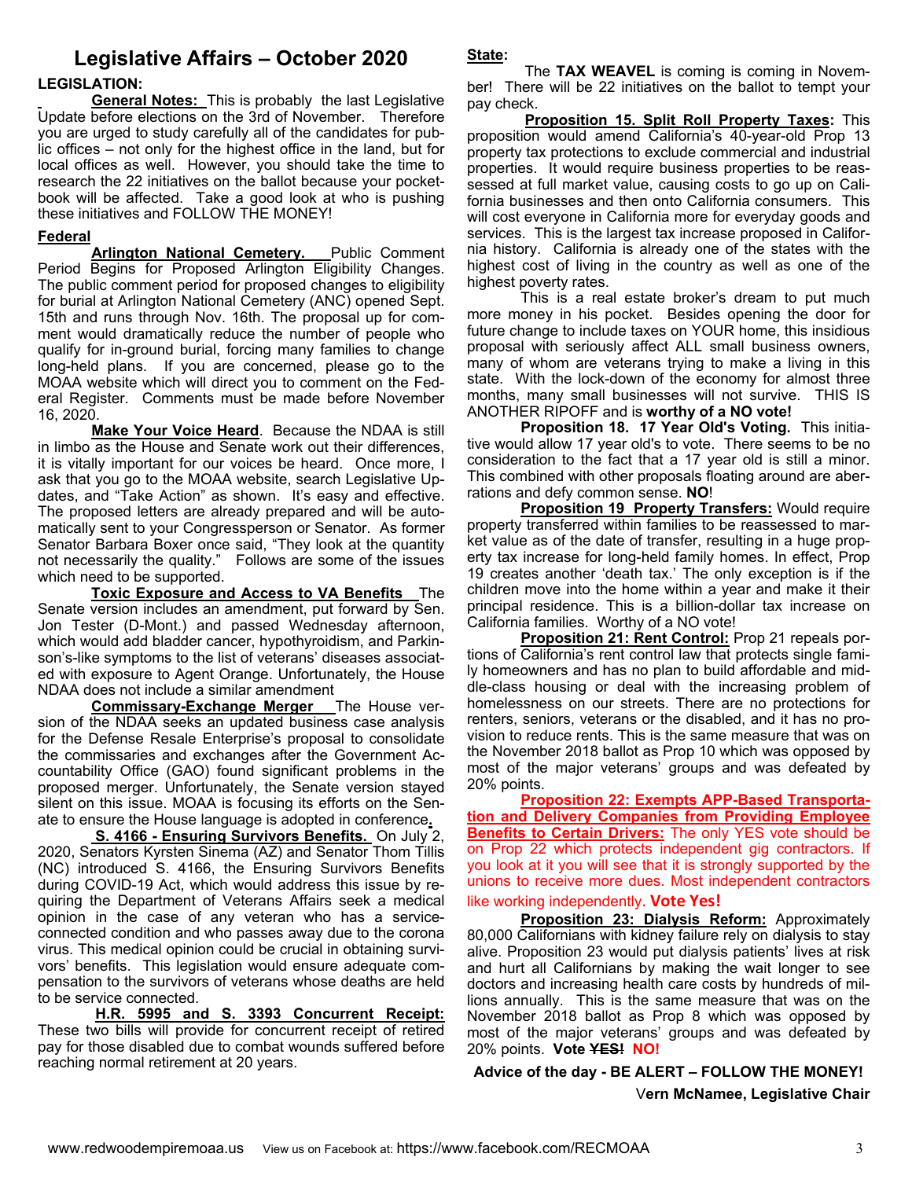# Legislative Affairs – October 2020

**LEGISLATION:**

**General Notes:** This is probably the last Legislative Update before elections on the 3rd of November. Therefore you are urged to study carefully all of the candidates for public offices – not only for the highest office in the land, but for local offices as well. However, you should take the time to research the 22 initiatives on the ballot because your pocketbook will be affected. Take a good look at who is pushing these initiatives and FOLLOW THE MONEY!

**Federal**

**Arlington National Cemetery.** Public Comment Period Begins for Proposed Arlington Eligibility Changes. The public comment period for proposed changes to eligibility for burial at Arlington National Cemetery (ANC) opened Sept. 15th and runs through Nov. 16th. The proposal up for comment would dramatically reduce the number of people who qualify for in-ground burial, forcing many families to change long-held plans. If you are concerned, please go to the MOAA website which will direct you to comment on the Federal Register. Comments must be made before November 16, 2020.

**Make Your Voice Heard**. Because the NDAA is still in limbo as the House and Senate work out their differences, it is vitally important for our voices be heard. Once more, I ask that you go to the MOAA website, search Legislative Updates, and "Take Action" as shown. It's easy and effective. The proposed letters are already prepared and will be automatically sent to your Congressperson or Senator. As former Senator Barbara Boxer once said, "They look at the quantity not necessarily the quality." Follows are some of the issues which need to be supported.

**Toxic Exposure and Access to VA Benefits** The Senate version includes an amendment, put forward by Sen. Jon Tester (D-Mont.) and passed Wednesday afternoon, which would add bladder cancer, hypothyroidism, and Parkinson's-like symptoms to the list of veterans' diseases associated with exposure to Agent Orange. Unfortunately, the House NDAA does not include a similar amendment

**Commissary-Exchange Merger** The House version of the NDAA seeks an updated business case analysis for the Defense Resale Enterprise's proposal to consolidate the commissaries and exchanges after the Government Accountability Office (GAO) found significant problems in the proposed merger. Unfortunately, the Senate version stayed silent on this issue. MOAA is focusing its efforts on the Senate to ensure the House language is adopted in conference**.**

**S. 4166 - Ensuring Survivors Benefits.** On July 2, 2020, Senators Kyrsten Sinema (AZ) and Senator Thom Tillis (NC) introduced S. 4166, the Ensuring Survivors Benefits during COVID-19 Act, which would address this issue by requiring the Department of Veterans Affairs seek a medical opinion in the case of any veteran who has a service-connected condition and who passes away due to the corona virus. This medical opinion could be crucial in obtaining survivors' benefits. This legislation would ensure adequate compensation to the survivors of veterans whose deaths are held to be service connected.

**H.R. 5995 and S. 3393 Concurrent Receipt:** These two bills will provide for concurrent receipt of retired pay for those disabled due to combat wounds suffered before reaching normal retirement at 20 years.

**State:**

The **TAX WEAVEL** is coming is coming in November! There will be 22 initiatives on the ballot to tempt your pay check.

**Proposition 15. Split Roll Property Taxes:** This proposition would amend California's 40-year-old Prop 13 property tax protections to exclude commercial and industrial properties. It would require business properties to be reassessed at full market value, causing costs to go up on California businesses and then onto California consumers. This will cost everyone in California more for everyday goods and services. This is the largest tax increase proposed in California history. California is already one of the states with the highest cost of living in the country as well as one of the highest poverty rates.

This is a real estate broker's dream to put much more money in his pocket. Besides opening the door for future change to include taxes on YOUR home, this insidious proposal with seriously affect ALL small business owners, many of whom are veterans trying to make a living in this state. With the lock-down of the economy for almost three months, many small businesses will not survive. THIS IS ANOTHER RIPOFF and is **worthy of a NO vote!**

**Proposition 18. 17 Year Old's Voting.** This initiative would allow 17 year old's to vote. There seems to be no consideration to the fact that a 17 year old is still a minor. This combined with other proposals floating around are aberrations and defy common sense. **NO**!

**Proposition 19 Property Transfers:** Would require property transferred within families to be reassessed to market value as of the date of transfer, resulting in a huge property tax increase for long-held family homes. In effect, Prop 19 creates another 'death tax.' The only exception is if the children move into the home within a year and make it their principal residence. This is a billion-dollar tax increase on California families. Worthy of a NO vote!

**Proposition 21: Rent Control:** Prop 21 repeals portions of California's rent control law that protects single family homeowners and has no plan to build affordable and middle-class housing or deal with the increasing problem of homelessness on our streets. There are no protections for renters, seniors, veterans or the disabled, and it has no provision to reduce rents. This is the same measure that was on the November 2018 ballot as Prop 10 which was opposed by most of the major veterans' groups and was defeated by 20% points.

**Proposition 22: Exempts APP-Based Transportation and Delivery Companies from Providing Employee Benefits to Certain Drivers:** The only YES vote should be on Prop 22 which protects independent gig contractors. If you look at it you will see that it is strongly supported by the unions to receive more dues. Most independent contractors like working independently. **Vote Yes!**

**Proposition 23: Dialysis Reform:** Approximately 80,000 Californians with kidney failure rely on dialysis to stay alive. Proposition 23 would put dialysis patients' lives at risk and hurt all Californians by making the wait longer to see doctors and increasing health care costs by hundreds of millions annually. This is the same measure that was on the November 2018 ballot as Prop 8 which was opposed by most of the major veterans' groups and was defeated by 20% points. **Vote ~~YES!~~ NO!**

**Advice of the day - BE ALERT – FOLLOW THE MONEY!**

**Vern McNamee, Legislative Chair**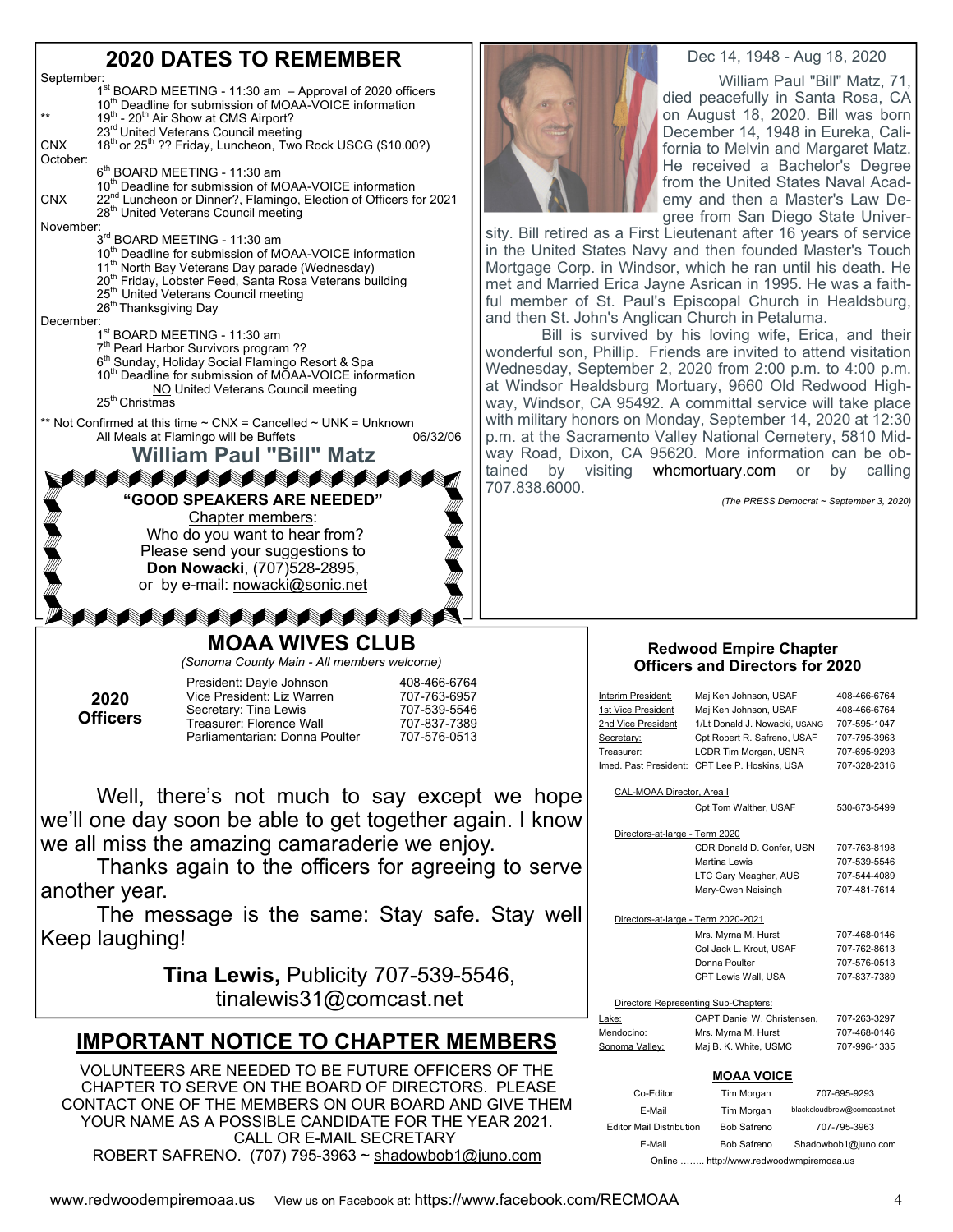## 2020 DATES TO REMEMBER

September:
- 1st BOARD MEETING - 11:30 am – Approval of 2020 officers
- 10th Deadline for submission of MOAA-VOICE information
- ** 19th - 20th Air Show at CMS Airport?
- 23rd United Veterans Council meeting
- CNX 18th or 25th ?? Friday, Luncheon, Two Rock USCG ($10.00?)

October:
- 6th BOARD MEETING - 11:30 am
- 10th Deadline for submission of MOAA-VOICE information
- CNX 22nd Luncheon or Dinner?, Flamingo, Election of Officers for 2021
- 28th United Veterans Council meeting

November:
- 3rd BOARD MEETING - 11:30 am
- 10th Deadline for submission of MOAA-VOICE information
- 11th North Bay Veterans Day parade (Wednesday)
- 20th Friday, Lobster Feed, Santa Rosa Veterans building
- 25th United Veterans Council meeting
- 26th Thanksgiving Day

December:
- 1st BOARD MEETING - 11:30 am
- 7th Pearl Harbor Survivors program ??
- 6th Sunday, Holiday Social Flamingo Resort & Spa
- 10th Deadline for submission of MOAA-VOICE information
- NO United Veterans Council meeting
- 25th Christmas

** Not Confirmed at this time ~ CNX = Cancelled ~ UNK = Unknown
All Meals at Flamingo will be Buffets 06/32/06

## William Paul "Bill" Matz

Dec 14, 1948 - Aug 18, 2020

William Paul "Bill" Matz, 71, died peacefully in Santa Rosa, CA on August 18, 2020. Bill was born December 14, 1948 in Eureka, California to Melvin and Margaret Matz. He received a Bachelor's Degree from the United States Naval Academy and then a Master's Law Degree from San Diego State University. Bill retired as a First Lieutenant after 16 years of service in the United States Navy and then founded Master's Touch Mortgage Corp. in Windsor, which he ran until his death. He met and Married Erica Jayne Asrican in 1995. He was a faithful member of St. Paul's Episcopal Church in Healdsburg, and then St. John's Anglican Church in Petaluma.

Bill is survived by his loving wife, Erica, and their wonderful son, Phillip. Friends are invited to attend visitation Wednesday, September 2, 2020 from 2:00 p.m. to 4:00 p.m. at Windsor Healdsburg Mortuary, 9660 Old Redwood Highway, Windsor, CA 95492. A committal service will take place with military honors on Monday, September 14, 2020 at 12:30 p.m. at the Sacramento Valley National Cemetery, 5810 Midway Road, Dixon, CA 95620. More information can be obtained by visiting whcmortuary.com or by calling 707.838.6000.

*(The PRESS Democrat ~ September 3, 2020)*

**"GOOD SPEAKERS ARE NEEDED"**

Chapter members:
Who do you want to hear from?
Please send your suggestions to
**Don Nowacki**, (707)528-2895,
or by e-mail: nowacki@sonic.net

## MOAA WIVES CLUB

*(Sonoma County Main - All members welcome)*

**2020 Officers**

| | |
|---|---|
| President: Dayle Johnson | 408-466-6764 |
| Vice President: Liz Warren | 707-763-6957 |
| Secretary: Tina Lewis | 707-539-5546 |
| Treasurer: Florence Wall | 707-837-7389 |
| Parliamentarian: Donna Poulter | 707-576-0513 |

Well, there's not much to say except we hope we'll one day soon be able to get together again. I know we all miss the amazing camaraderie we enjoy.

Thanks again to the officers for agreeing to serve another year.

The message is the same: Stay safe. Stay well Keep laughing!

**Tina Lewis,** Publicity 707-539-5546,
tinalewis31@comcast.net

## IMPORTANT NOTICE TO CHAPTER MEMBERS

VOLUNTEERS ARE NEEDED TO BE FUTURE OFFICERS OF THE CHAPTER TO SERVE ON THE BOARD OF DIRECTORS. PLEASE CONTACT ONE OF THE MEMBERS ON OUR BOARD AND GIVE THEM YOUR NAME AS A POSSIBLE CANDIDATE FOR THE YEAR 2021. CALL OR E-MAIL SECRETARY ROBERT SAFRENO. (707) 795-3963 ~ shadowbob1@juno.com

### Redwood Empire Chapter Officers and Directors for 2020

| | | |
|---|---|---|
| Interim President: | Maj Ken Johnson, USAF | 408-466-6764 |
| 1st Vice President | Maj Ken Johnson, USAF | 408-466-6764 |
| 2nd Vice President | 1/Lt Donald J. Nowacki, USANG | 707-595-1047 |
| Secretary: | Cpt Robert R. Safreno, USAF | 707-795-3963 |
| Treasurer: | LCDR Tim Morgan, USNR | 707-695-9293 |
| Imed. Past President: | CPT Lee P. Hoskins, USA | 707-328-2316 |
| CAL-MOAA Director, Area I | | |
| | Cpt Tom Walther, USAF | 530-673-5499 |
| Directors-at-large - Term 2020 | | |
| | CDR Donald D. Confer, USN | 707-763-8198 |
| | Martina Lewis | 707-539-5546 |
| | LTC Gary Meagher, AUS | 707-544-4089 |
| | Mary-Gwen Neisingh | 707-481-7614 |
| Directors-at-large - Term 2020-2021 | | |
| | Mrs. Myrna M. Hurst | 707-468-0146 |
| | Col Jack L. Krout, USAF | 707-762-8613 |
| | Donna Poulter | 707-576-0513 |
| | CPT Lewis Wall, USA | 707-837-7389 |
| Directors Representing Sub-Chapters: | | |
| Lake: | CAPT Daniel W. Christensen, | 707-263-3297 |
| Mendocino: | Mrs. Myrna M. Hurst | 707-468-0146 |
| Sonoma Valley: | Maj B. K. White, USMC | 707-996-1335 |

### MOAA VOICE

| | | |
|---|---|---|
| Co-Editor | Tim Morgan | 707-695-9293 |
| E-Mail | Tim Morgan | blackcloudbrew@comcast.net |
| Editor Mail Distribution | Bob Safreno | 707-795-3963 |
| E-Mail | Bob Safreno | Shadowbob1@juno.com |

Online ........ http://www.redwoodwmpiremoaa.us

www.redwoodempiremoaa.us View us on Facebook at: https://www.facebook.com/RECMOAA